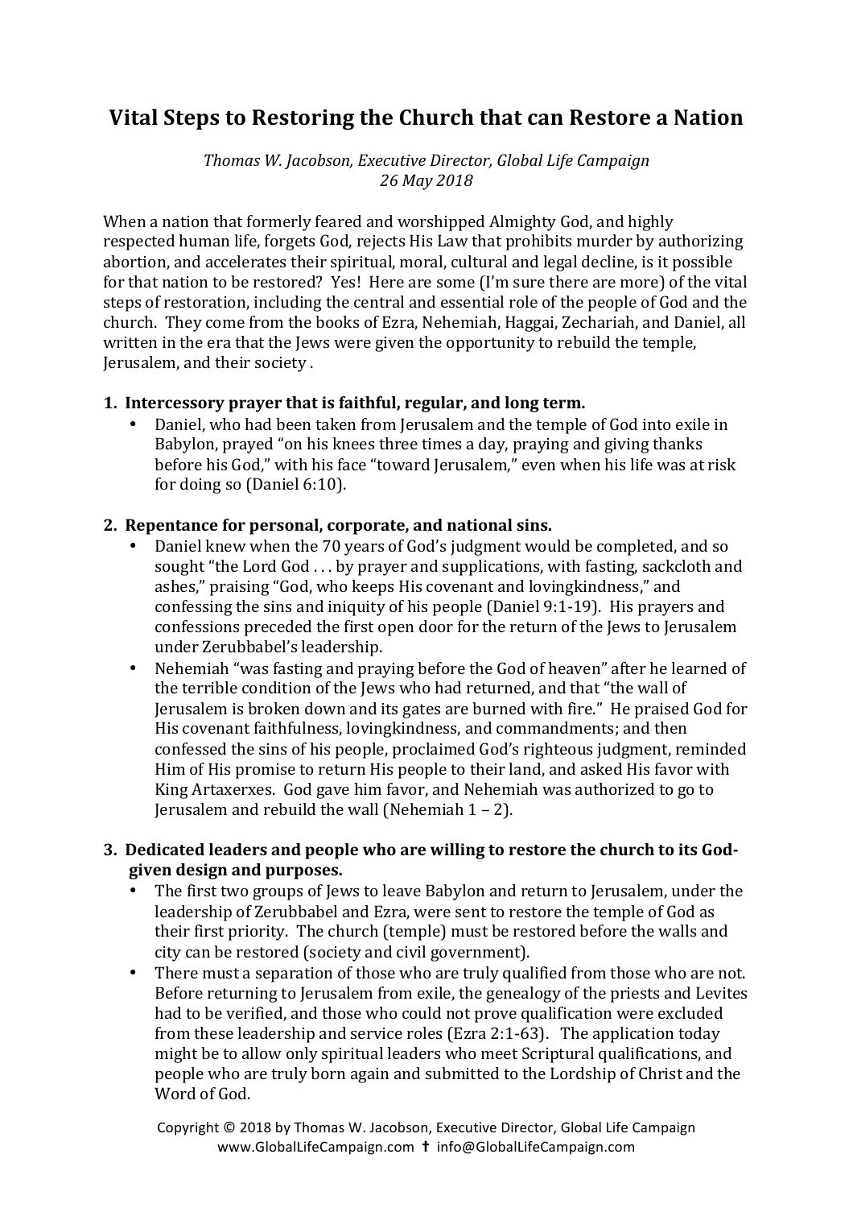# Vital Steps to Restoring the Church that can Restore a Nation

*Thomas W. Jacobson, Executive Director, Global Life Campaign*
*26 May 2018*

When a nation that formerly feared and worshipped Almighty God, and highly respected human life, forgets God, rejects His Law that prohibits murder by authorizing abortion, and accelerates their spiritual, moral, cultural and legal decline, is it possible for that nation to be restored? Yes! Here are some (I'm sure there are more) of the vital steps of restoration, including the central and essential role of the people of God and the church. They come from the books of Ezra, Nehemiah, Haggai, Zechariah, and Daniel, all written in the era that the Jews were given the opportunity to rebuild the temple, Jerusalem, and their society .

1. **Intercessory prayer that is faithful, regular, and long term.**
   - Daniel, who had been taken from Jerusalem and the temple of God into exile in Babylon, prayed "on his knees three times a day, praying and giving thanks before his God," with his face "toward Jerusalem," even when his life was at risk for doing so (Daniel 6:10).

2. **Repentance for personal, corporate, and national sins.**
   - Daniel knew when the 70 years of God's judgment would be completed, and so sought "the Lord God . . . by prayer and supplications, with fasting, sackcloth and ashes," praising "God, who keeps His covenant and lovingkindness," and confessing the sins and iniquity of his people (Daniel 9:1-19). His prayers and confessions preceded the first open door for the return of the Jews to Jerusalem under Zerubbabel's leadership.
   - Nehemiah "was fasting and praying before the God of heaven" after he learned of the terrible condition of the Jews who had returned, and that "the wall of Jerusalem is broken down and its gates are burned with fire." He praised God for His covenant faithfulness, lovingkindness, and commandments; and then confessed the sins of his people, proclaimed God's righteous judgment, reminded Him of His promise to return His people to their land, and asked His favor with King Artaxerxes. God gave him favor, and Nehemiah was authorized to go to Jerusalem and rebuild the wall (Nehemiah 1 – 2).

3. **Dedicated leaders and people who are willing to restore the church to its God-given design and purposes.**
   - The first two groups of Jews to leave Babylon and return to Jerusalem, under the leadership of Zerubbabel and Ezra, were sent to restore the temple of God as their first priority. The church (temple) must be restored before the walls and city can be restored (society and civil government).
   - There must a separation of those who are truly qualified from those who are not. Before returning to Jerusalem from exile, the genealogy of the priests and Levites had to be verified, and those who could not prove qualification were excluded from these leadership and service roles (Ezra 2:1-63). The application today might be to allow only spiritual leaders who meet Scriptural qualifications, and people who are truly born again and submitted to the Lordship of Christ and the Word of God.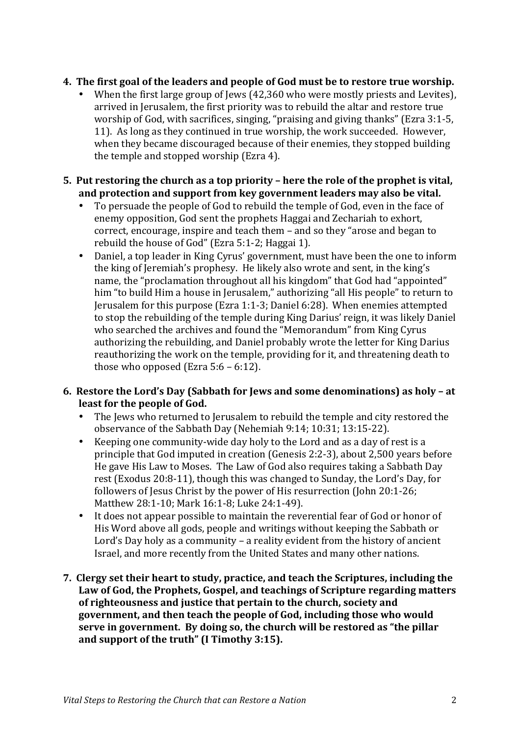4. **The first goal of the leaders and people of God must be to restore true worship.**
   - When the first large group of Jews (42,360 who were mostly priests and Levites), arrived in Jerusalem, the first priority was to rebuild the altar and restore true worship of God, with sacrifices, singing, "praising and giving thanks" (Ezra 3:1-5, 11). As long as they continued in true worship, the work succeeded. However, when they became discouraged because of their enemies, they stopped building the temple and stopped worship (Ezra 4).

5. **Put restoring the church as a top priority – here the role of the prophet is vital, and protection and support from key government leaders may also be vital.**
   - To persuade the people of God to rebuild the temple of God, even in the face of enemy opposition, God sent the prophets Haggai and Zechariah to exhort, correct, encourage, inspire and teach them – and so they "arose and began to rebuild the house of God" (Ezra 5:1-2; Haggai 1).
   - Daniel, a top leader in King Cyrus' government, must have been the one to inform the king of Jeremiah's prophesy. He likely also wrote and sent, in the king's name, the "proclamation throughout all his kingdom" that God had "appointed" him "to build Him a house in Jerusalem," authorizing "all His people" to return to Jerusalem for this purpose (Ezra 1:1-3; Daniel 6:28). When enemies attempted to stop the rebuilding of the temple during King Darius' reign, it was likely Daniel who searched the archives and found the "Memorandum" from King Cyrus authorizing the rebuilding, and Daniel probably wrote the letter for King Darius reauthorizing the work on the temple, providing for it, and threatening death to those who opposed (Ezra 5:6 – 6:12).

6. **Restore the Lord's Day (Sabbath for Jews and some denominations) as holy – at least for the people of God.**
   - The Jews who returned to Jerusalem to rebuild the temple and city restored the observance of the Sabbath Day (Nehemiah 9:14; 10:31; 13:15-22).
   - Keeping one community-wide day holy to the Lord and as a day of rest is a principle that God imputed in creation (Genesis 2:2-3), about 2,500 years before He gave His Law to Moses. The Law of God also requires taking a Sabbath Day rest (Exodus 20:8-11), though this was changed to Sunday, the Lord's Day, for followers of Jesus Christ by the power of His resurrection (John 20:1-26; Matthew 28:1-10; Mark 16:1-8; Luke 24:1-49).
   - It does not appear possible to maintain the reverential fear of God or honor of His Word above all gods, people and writings without keeping the Sabbath or Lord's Day holy as a community – a reality evident from the history of ancient Israel, and more recently from the United States and many other nations.

7. **Clergy set their heart to study, practice, and teach the Scriptures, including the Law of God, the Prophets, Gospel, and teachings of Scripture regarding matters of righteousness and justice that pertain to the church, society and government, and then teach the people of God, including those who would serve in government. By doing so, the church will be restored as "the pillar and support of the truth" (I Timothy 3:15).**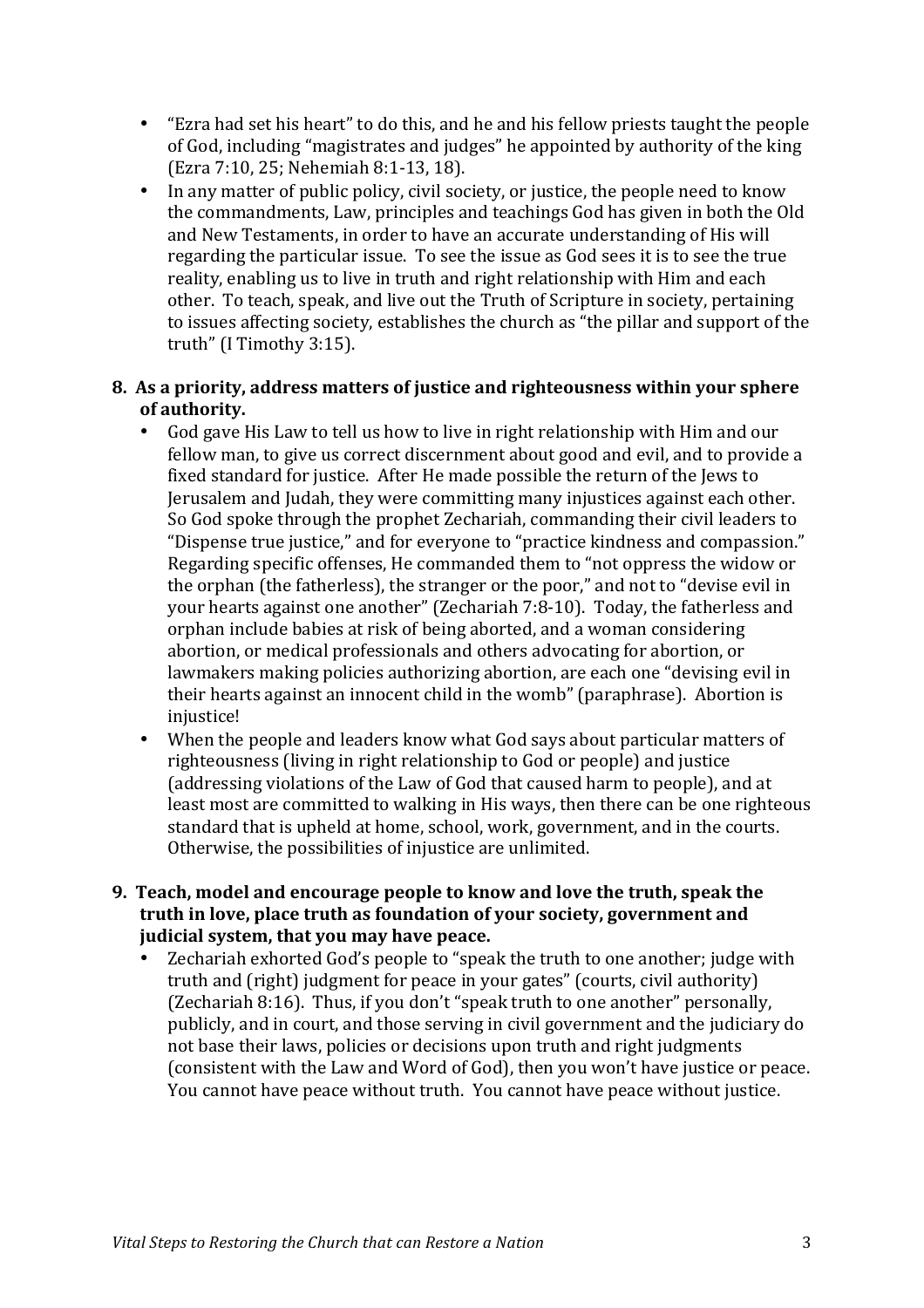- "Ezra had set his heart" to do this, and he and his fellow priests taught the people of God, including "magistrates and judges" he appointed by authority of the king (Ezra 7:10, 25; Nehemiah 8:1-13, 18).
- In any matter of public policy, civil society, or justice, the people need to know the commandments, Law, principles and teachings God has given in both the Old and New Testaments, in order to have an accurate understanding of His will regarding the particular issue. To see the issue as God sees it is to see the true reality, enabling us to live in truth and right relationship with Him and each other. To teach, speak, and live out the Truth of Scripture in society, pertaining to issues affecting society, establishes the church as "the pillar and support of the truth" (I Timothy 3:15).

**8. As a priority, address matters of justice and righteousness within your sphere of authority.**

- God gave His Law to tell us how to live in right relationship with Him and our fellow man, to give us correct discernment about good and evil, and to provide a fixed standard for justice. After He made possible the return of the Jews to Jerusalem and Judah, they were committing many injustices against each other. So God spoke through the prophet Zechariah, commanding their civil leaders to "Dispense true justice," and for everyone to "practice kindness and compassion." Regarding specific offenses, He commanded them to "not oppress the widow or the orphan (the fatherless), the stranger or the poor," and not to "devise evil in your hearts against one another" (Zechariah 7:8-10). Today, the fatherless and orphan include babies at risk of being aborted, and a woman considering abortion, or medical professionals and others advocating for abortion, or lawmakers making policies authorizing abortion, are each one "devising evil in their hearts against an innocent child in the womb" (paraphrase). Abortion is injustice!
- When the people and leaders know what God says about particular matters of righteousness (living in right relationship to God or people) and justice (addressing violations of the Law of God that caused harm to people), and at least most are committed to walking in His ways, then there can be one righteous standard that is upheld at home, school, work, government, and in the courts. Otherwise, the possibilities of injustice are unlimited.

**9. Teach, model and encourage people to know and love the truth, speak the truth in love, place truth as foundation of your society, government and judicial system, that you may have peace.**

- Zechariah exhorted God's people to "speak the truth to one another; judge with truth and (right) judgment for peace in your gates" (courts, civil authority) (Zechariah 8:16). Thus, if you don't "speak truth to one another" personally, publicly, and in court, and those serving in civil government and the judiciary do not base their laws, policies or decisions upon truth and right judgments (consistent with the Law and Word of God), then you won't have justice or peace. You cannot have peace without truth. You cannot have peace without justice.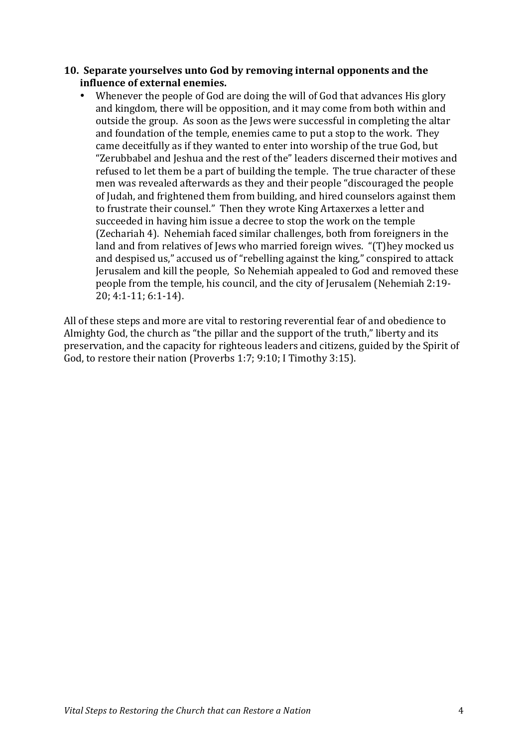**10. Separate yourselves unto God by removing internal opponents and the influence of external enemies.**

- Whenever the people of God are doing the will of God that advances His glory and kingdom, there will be opposition, and it may come from both within and outside the group. As soon as the Jews were successful in completing the altar and foundation of the temple, enemies came to put a stop to the work. They came deceitfully as if they wanted to enter into worship of the true God, but "Zerubbabel and Jeshua and the rest of the" leaders discerned their motives and refused to let them be a part of building the temple. The true character of these men was revealed afterwards as they and their people "discouraged the people of Judah, and frightened them from building, and hired counselors against them to frustrate their counsel." Then they wrote King Artaxerxes a letter and succeeded in having him issue a decree to stop the work on the temple (Zechariah 4). Nehemiah faced similar challenges, both from foreigners in the land and from relatives of Jews who married foreign wives. "(T)hey mocked us and despised us," accused us of "rebelling against the king," conspired to attack Jerusalem and kill the people, So Nehemiah appealed to God and removed these people from the temple, his council, and the city of Jerusalem (Nehemiah 2:19-20; 4:1-11; 6:1-14).

All of these steps and more are vital to restoring reverential fear of and obedience to Almighty God, the church as "the pillar and the support of the truth," liberty and its preservation, and the capacity for righteous leaders and citizens, guided by the Spirit of God, to restore their nation (Proverbs 1:7; 9:10; I Timothy 3:15).